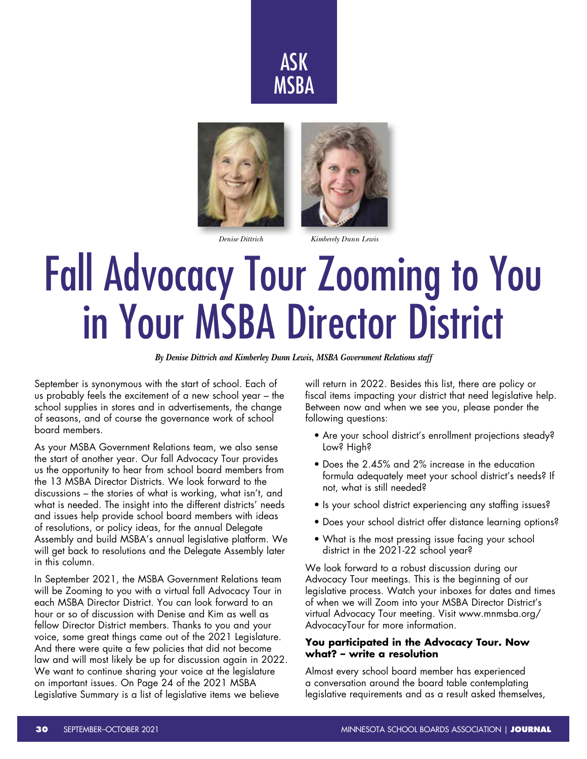ASK MSBA

Denise Dittrich　　Kimberely Dunn Lewis

# Fall Advocacy Tour Zooming to You in Your MSBA Director District

***By Denise Dittrich and Kimberley Dunn Lewis, MSBA Government Relations staff***

September is synonymous with the start of school. Each of us probably feels the excitement of a new school year – the school supplies in stores and in advertisements, the change of seasons, and of course the governance work of school board members.

As your MSBA Government Relations team, we also sense the start of another year. Our fall Advocacy Tour provides us the opportunity to hear from school board members from the 13 MSBA Director Districts. We look forward to the discussions – the stories of what is working, what isn't, and what is needed. The insight into the different districts' needs and issues help provide school board members with ideas of resolutions, or policy ideas, for the annual Delegate Assembly and build MSBA's annual legislative platform. We will get back to resolutions and the Delegate Assembly later in this column.

In September 2021, the MSBA Government Relations team will be Zooming to you with a virtual fall Advocacy Tour in each MSBA Director District. You can look forward to an hour or so of discussion with Denise and Kim as well as fellow Director District members. Thanks to you and your voice, some great things came out of the 2021 Legislature. And there were quite a few policies that did not become law and will most likely be up for discussion again in 2022. We want to continue sharing your voice at the legislature on important issues. On Page 24 of the 2021 MSBA Legislative Summary is a list of legislative items we believe will return in 2022. Besides this list, there are policy or fiscal items impacting your district that need legislative help. Between now and when we see you, please ponder the following questions:

- Are your school district's enrollment projections steady? Low? High?
- Does the 2.45% and 2% increase in the education formula adequately meet your school district's needs? If not, what is still needed?
- Is your school district experiencing any staffing issues?
- Does your school district offer distance learning options?
- What is the most pressing issue facing your school district in the 2021-22 school year?

We look forward to a robust discussion during our Advocacy Tour meetings. This is the beginning of our legislative process. Watch your inboxes for dates and times of when we will Zoom into your MSBA Director District's virtual Advocacy Tour meeting. Visit www.mnmsba.org/AdvocacyTour for more information.

**You participated in the Advocacy Tour. Now what? – write a resolution**

Almost every school board member has experienced a conversation around the board table contemplating legislative requirements and as a result asked themselves,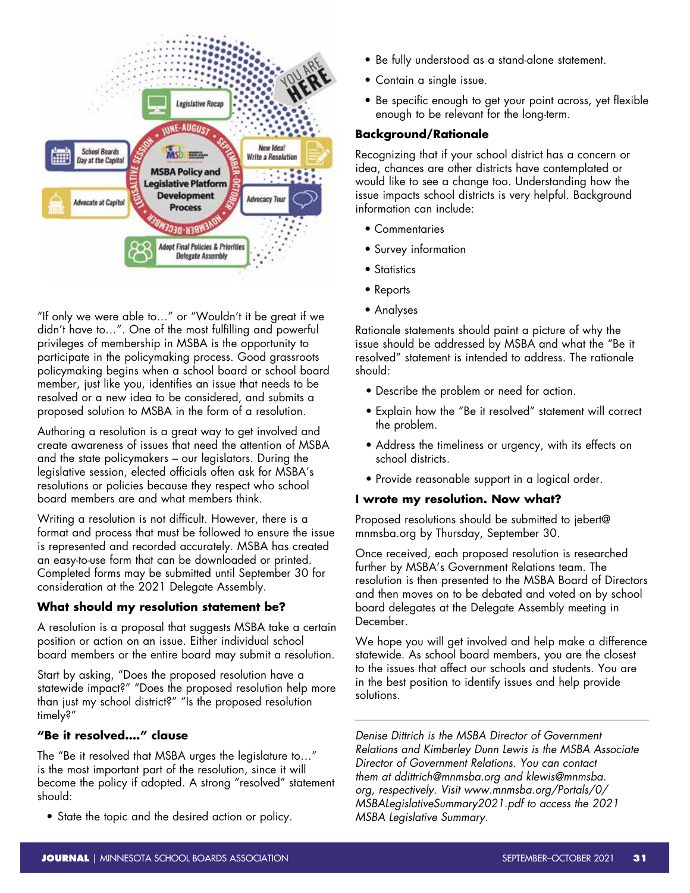Legislative Recap

School Boards Day at the Capitol

Advocate at Capitol

JUNE-AUGUST • SEPTEMBER-OCTOBER • NOVEMBER-DECEMBER • LEGISLATIVE SESSION

MSBA Policy and Legislative Platform Development Process

New Idea! Write a Resolution

Advocacy Tour

Adopt Final Policies & Priorities Delegate Assembly

YOU ARE HERE

"If only we were able to…" or "Wouldn't it be great if we didn't have to…". One of the most fulfilling and powerful privileges of membership in MSBA is the opportunity to participate in the policymaking process. Good grassroots policymaking begins when a school board or school board member, just like you, identifies an issue that needs to be resolved or a new idea to be considered, and submits a proposed solution to MSBA in the form of a resolution.

Authoring a resolution is a great way to get involved and create awareness of issues that need the attention of MSBA and the state policymakers – our legislators. During the legislative session, elected officials often ask for MSBA's resolutions or policies because they respect who school board members are and what members think.

Writing a resolution is not difficult. However, there is a format and process that must be followed to ensure the issue is represented and recorded accurately. MSBA has created an easy-to-use form that can be downloaded or printed. Completed forms may be submitted until September 30 for consideration at the 2021 Delegate Assembly.

### What should my resolution statement be?

A resolution is a proposal that suggests MSBA take a certain position or action on an issue. Either individual school board members or the entire board may submit a resolution.

Start by asking, "Does the proposed resolution have a statewide impact?" "Does the proposed resolution help more than just my school district?" "Is the proposed resolution timely?"

### "Be it resolved…." clause

The "Be it resolved that MSBA urges the legislature to…" is the most important part of the resolution, since it will become the policy if adopted. A strong "resolved" statement should:

- State the topic and the desired action or policy.
- Be fully understood as a stand-alone statement.
- Contain a single issue.
- Be specific enough to get your point across, yet flexible enough to be relevant for the long-term.

### Background/Rationale

Recognizing that if your school district has a concern or idea, chances are other districts have contemplated or would like to see a change too. Understanding how the issue impacts school districts is very helpful. Background information can include:

- Commentaries
- Survey information
- Statistics
- Reports
- Analyses

Rationale statements should paint a picture of why the issue should be addressed by MSBA and what the "Be it resolved" statement is intended to address. The rationale should:

- Describe the problem or need for action.
- Explain how the "Be it resolved" statement will correct the problem.
- Address the timeliness or urgency, with its effects on school districts.
- Provide reasonable support in a logical order.

### I wrote my resolution. Now what?

Proposed resolutions should be submitted to jebert@mnmsba.org by Thursday, September 30.

Once received, each proposed resolution is researched further by MSBA's Government Relations team. The resolution is then presented to the MSBA Board of Directors and then moves on to be debated and voted on by school board delegates at the Delegate Assembly meeting in December.

We hope you will get involved and help make a difference statewide. As school board members, you are the closest to the issues that affect our schools and students. You are in the best position to identify issues and help provide solutions.

---

*Denise Dittrich is the MSBA Director of Government Relations and Kimberley Dunn Lewis is the MSBA Associate Director of Government Relations. You can contact them at ddittrich@mnmsba.org and klewis@mnmsba.org, respectively. Visit www.mnmsba.org/Portals/0/MSBALegislativeSummary2021.pdf to access the 2021 MSBA Legislative Summary.*